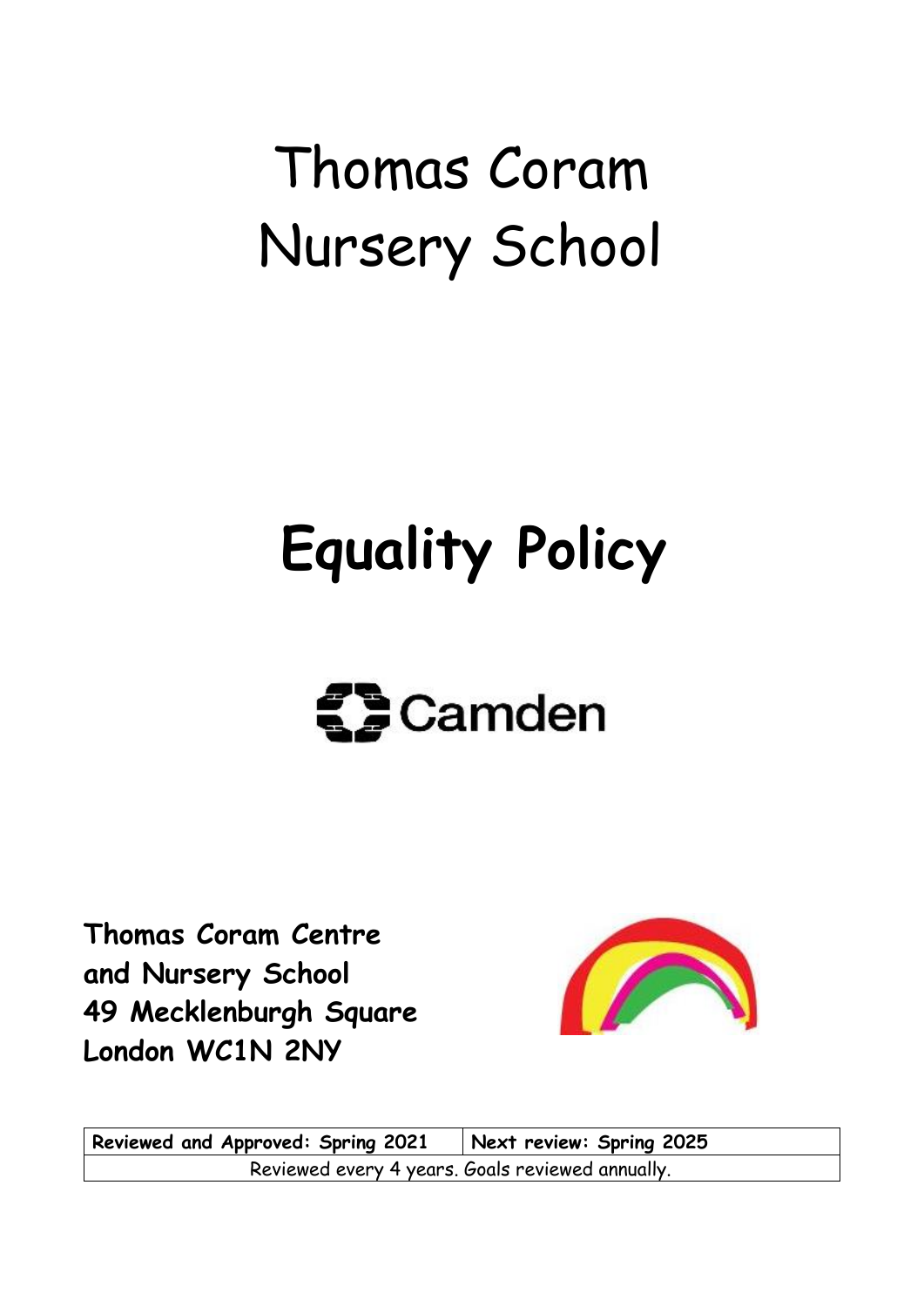# Thomas Coram Nursery School

# Equality Policy

Camden

**Thomas Coram Centre and Nursery School**
**49 Mecklenburgh Square**
**London WC1N 2NY**

| **Reviewed and Approved: Spring 2021** | **Next review: Spring 2025** |
| --- | --- |
| Reviewed every 4 years. Goals reviewed annually. | |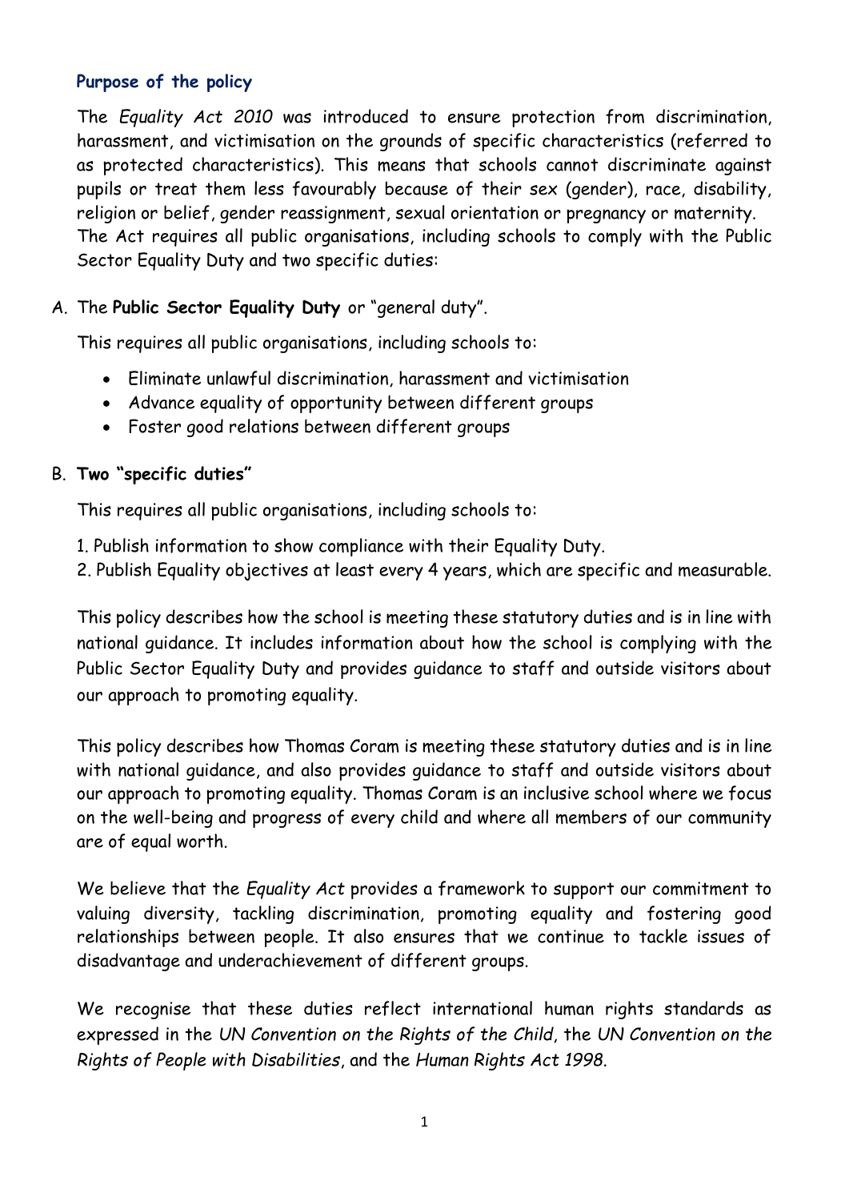## Purpose of the policy

The *Equality Act 2010* was introduced to ensure protection from discrimination, harassment, and victimisation on the grounds of specific characteristics (referred to as protected characteristics). This means that schools cannot discriminate against pupils or treat them less favourably because of their sex (gender), race, disability, religion or belief, gender reassignment, sexual orientation or pregnancy or maternity.
The Act requires all public organisations, including schools to comply with the Public Sector Equality Duty and two specific duties:

A. The **Public Sector Equality Duty** or "general duty".

This requires all public organisations, including schools to:

- Eliminate unlawful discrimination, harassment and victimisation
- Advance equality of opportunity between different groups
- Foster good relations between different groups

B. **Two "specific duties"**

This requires all public organisations, including schools to:

1. Publish information to show compliance with their Equality Duty.
2. Publish Equality objectives at least every 4 years, which are specific and measurable.

This policy describes how the school is meeting these statutory duties and is in line with national guidance. It includes information about how the school is complying with the Public Sector Equality Duty and provides guidance to staff and outside visitors about our approach to promoting equality.

This policy describes how Thomas Coram is meeting these statutory duties and is in line with national guidance, and also provides guidance to staff and outside visitors about our approach to promoting equality. Thomas Coram is an inclusive school where we focus on the well-being and progress of every child and where all members of our community are of equal worth.

We believe that the *Equality Act* provides a framework to support our commitment to valuing diversity, tackling discrimination, promoting equality and fostering good relationships between people. It also ensures that we continue to tackle issues of disadvantage and underachievement of different groups.

We recognise that these duties reflect international human rights standards as expressed in the *UN Convention on the Rights of the Child*, the *UN Convention on the Rights of People with Disabilities*, and the *Human Rights Act 1998*.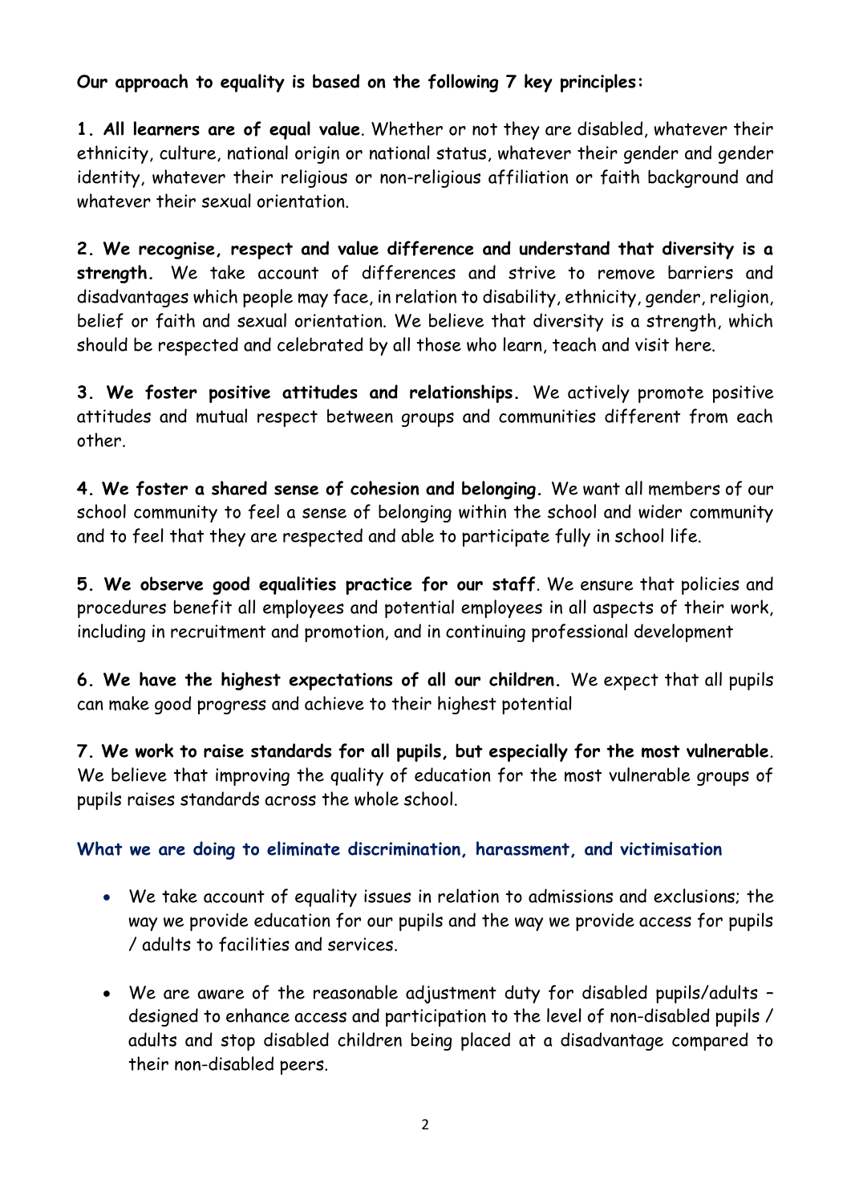**Our approach to equality is based on the following 7 key principles:**

**1. All learners are of equal value**. Whether or not they are disabled, whatever their ethnicity, culture, national origin or national status, whatever their gender and gender identity, whatever their religious or non-religious affiliation or faith background and whatever their sexual orientation.

**2. We recognise, respect and value difference and understand that diversity is a strength.** We take account of differences and strive to remove barriers and disadvantages which people may face, in relation to disability, ethnicity, gender, religion, belief or faith and sexual orientation. We believe that diversity is a strength, which should be respected and celebrated by all those who learn, teach and visit here.

**3. We foster positive attitudes and relationships.** We actively promote positive attitudes and mutual respect between groups and communities different from each other.

**4. We foster a shared sense of cohesion and belonging.** We want all members of our school community to feel a sense of belonging within the school and wider community and to feel that they are respected and able to participate fully in school life.

**5. We observe good equalities practice for our staff**. We ensure that policies and procedures benefit all employees and potential employees in all aspects of their work, including in recruitment and promotion, and in continuing professional development

**6. We have the highest expectations of all our children.** We expect that all pupils can make good progress and achieve to their highest potential

**7. We work to raise standards for all pupils, but especially for the most vulnerable**. We believe that improving the quality of education for the most vulnerable groups of pupils raises standards across the whole school.

### What we are doing to eliminate discrimination, harassment, and victimisation

- We take account of equality issues in relation to admissions and exclusions; the way we provide education for our pupils and the way we provide access for pupils / adults to facilities and services.
- We are aware of the reasonable adjustment duty for disabled pupils/adults – designed to enhance access and participation to the level of non-disabled pupils / adults and stop disabled children being placed at a disadvantage compared to their non-disabled peers.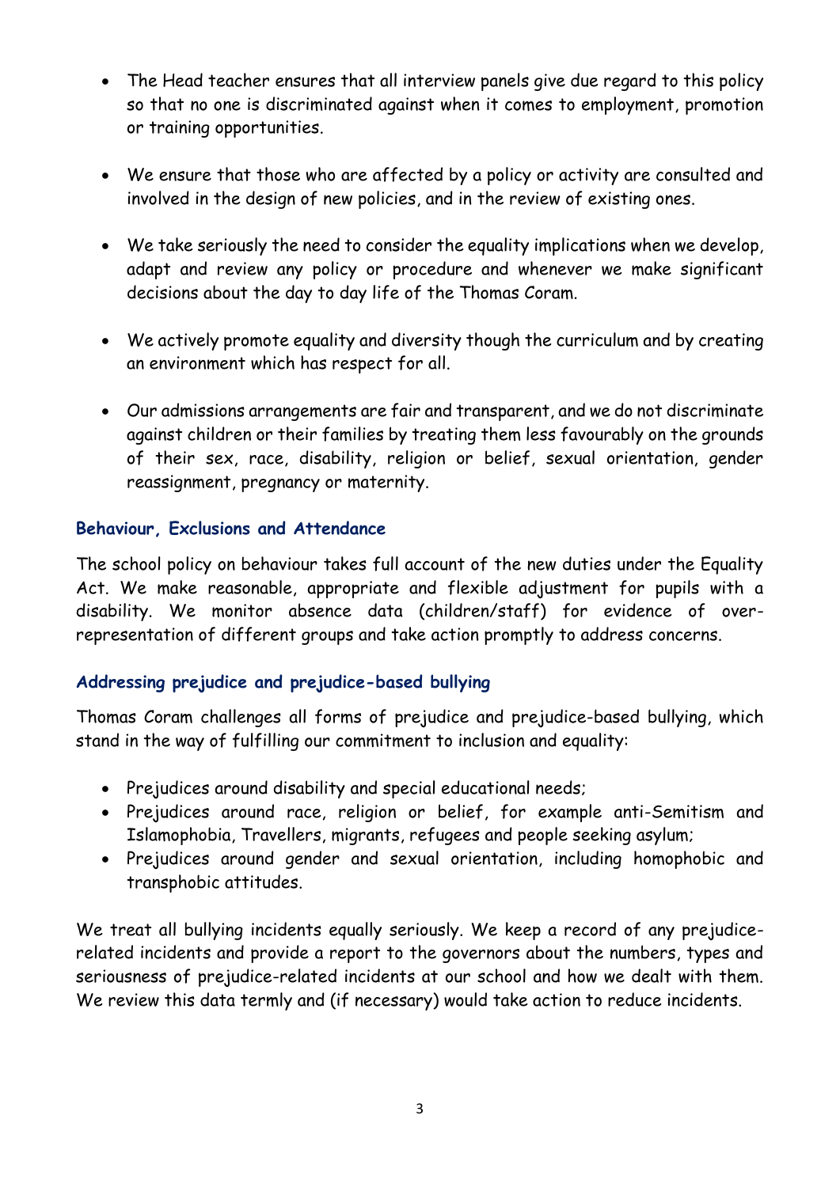- The Head teacher ensures that all interview panels give due regard to this policy so that no one is discriminated against when it comes to employment, promotion or training opportunities.

- We ensure that those who are affected by a policy or activity are consulted and involved in the design of new policies, and in the review of existing ones.

- We take seriously the need to consider the equality implications when we develop, adapt and review any policy or procedure and whenever we make significant decisions about the day to day life of the Thomas Coram.

- We actively promote equality and diversity though the curriculum and by creating an environment which has respect for all.

- Our admissions arrangements are fair and transparent, and we do not discriminate against children or their families by treating them less favourably on the grounds of their sex, race, disability, religion or belief, sexual orientation, gender reassignment, pregnancy or maternity.

### Behaviour, Exclusions and Attendance

The school policy on behaviour takes full account of the new duties under the Equality Act. We make reasonable, appropriate and flexible adjustment for pupils with a disability. We monitor absence data (children/staff) for evidence of over-representation of different groups and take action promptly to address concerns.

### Addressing prejudice and prejudice-based bullying

Thomas Coram challenges all forms of prejudice and prejudice-based bullying, which stand in the way of fulfilling our commitment to inclusion and equality:

- Prejudices around disability and special educational needs;
- Prejudices around race, religion or belief, for example anti-Semitism and Islamophobia, Travellers, migrants, refugees and people seeking asylum;
- Prejudices around gender and sexual orientation, including homophobic and transphobic attitudes.

We treat all bullying incidents equally seriously. We keep a record of any prejudice-related incidents and provide a report to the governors about the numbers, types and seriousness of prejudice-related incidents at our school and how we dealt with them. We review this data termly and (if necessary) would take action to reduce incidents.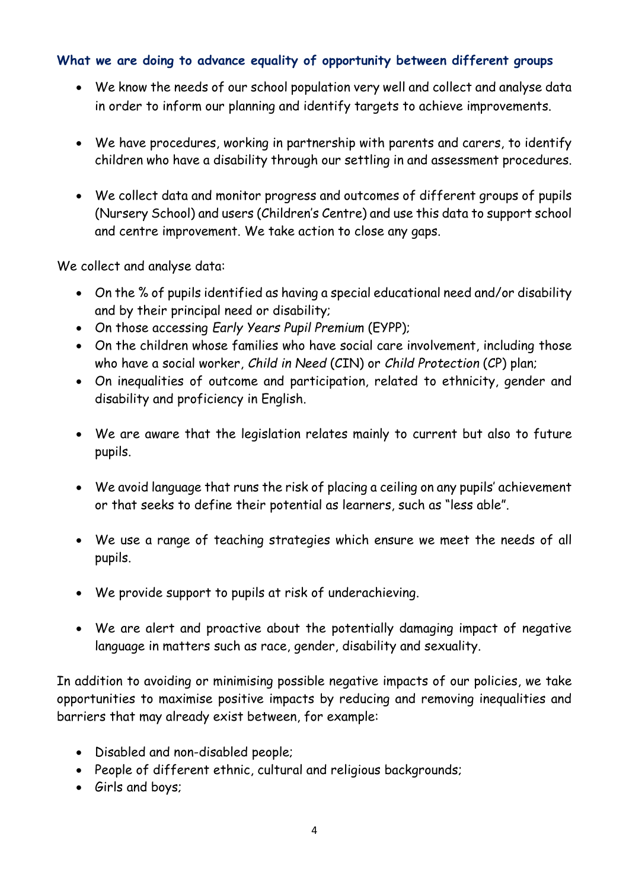### What we are doing to advance equality of opportunity between different groups

- We know the needs of our school population very well and collect and analyse data in order to inform our planning and identify targets to achieve improvements.

- We have procedures, working in partnership with parents and carers, to identify children who have a disability through our settling in and assessment procedures.

- We collect data and monitor progress and outcomes of different groups of pupils (Nursery School) and users (Children's Centre) and use this data to support school and centre improvement. We take action to close any gaps.

We collect and analyse data:

- On the % of pupils identified as having a special educational need and/or disability and by their principal need or disability;
- On those accessing *Early Years Pupil Premium* (EYPP);
- On the children whose families who have social care involvement, including those who have a social worker, *Child in Need* (CIN) or *Child Protection* (CP) plan;
- On inequalities of outcome and participation, related to ethnicity, gender and disability and proficiency in English.

- We are aware that the legislation relates mainly to current but also to future pupils.

- We avoid language that runs the risk of placing a ceiling on any pupils' achievement or that seeks to define their potential as learners, such as "less able".

- We use a range of teaching strategies which ensure we meet the needs of all pupils.

- We provide support to pupils at risk of underachieving.

- We are alert and proactive about the potentially damaging impact of negative language in matters such as race, gender, disability and sexuality.

In addition to avoiding or minimising possible negative impacts of our policies, we take opportunities to maximise positive impacts by reducing and removing inequalities and barriers that may already exist between, for example:

- Disabled and non-disabled people;
- People of different ethnic, cultural and religious backgrounds;
- Girls and boys;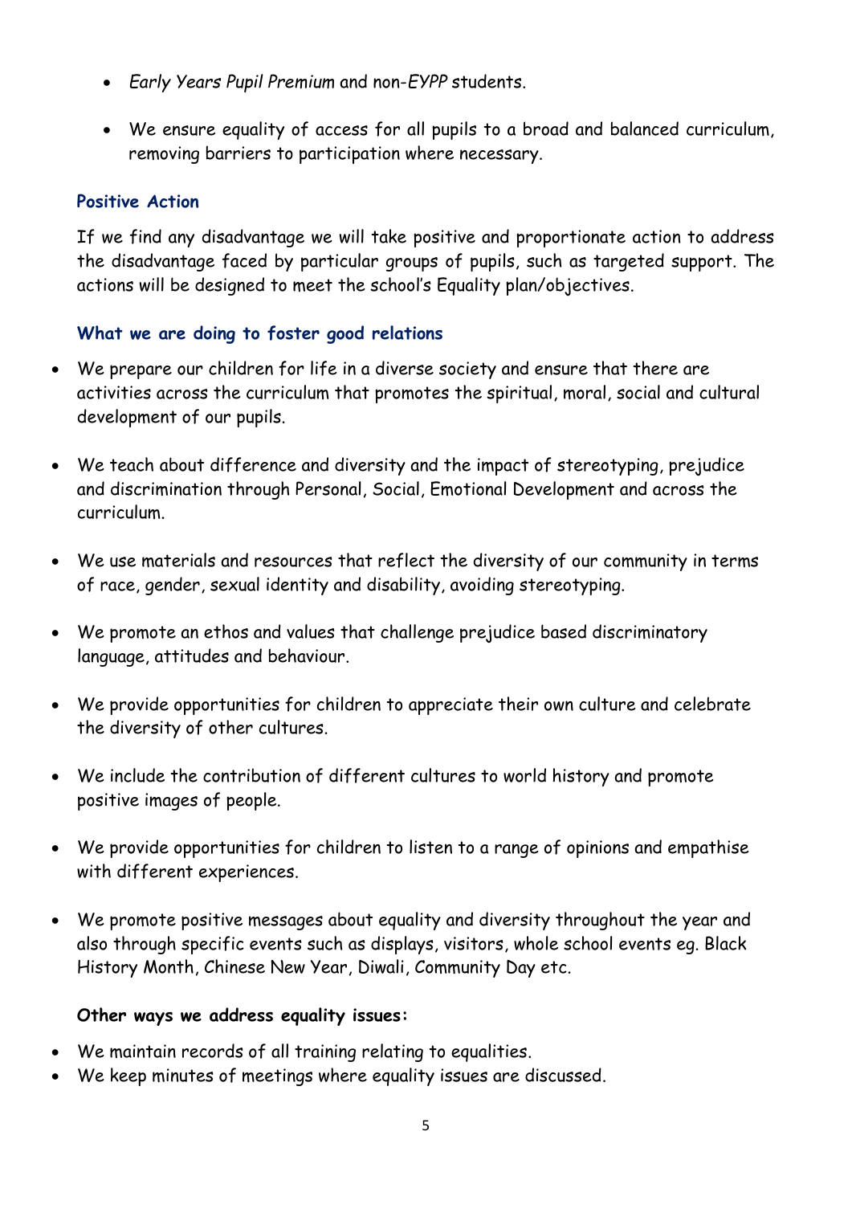- *Early Years Pupil Premium* and non-*EYPP* students.
- We ensure equality of access for all pupils to a broad and balanced curriculum, removing barriers to participation where necessary.

### Positive Action

If we find any disadvantage we will take positive and proportionate action to address the disadvantage faced by particular groups of pupils, such as targeted support. The actions will be designed to meet the school's Equality plan/objectives.

### What we are doing to foster good relations

- We prepare our children for life in a diverse society and ensure that there are activities across the curriculum that promotes the spiritual, moral, social and cultural development of our pupils.
- We teach about difference and diversity and the impact of stereotyping, prejudice and discrimination through Personal, Social, Emotional Development and across the curriculum.
- We use materials and resources that reflect the diversity of our community in terms of race, gender, sexual identity and disability, avoiding stereotyping.
- We promote an ethos and values that challenge prejudice based discriminatory language, attitudes and behaviour.
- We provide opportunities for children to appreciate their own culture and celebrate the diversity of other cultures.
- We include the contribution of different cultures to world history and promote positive images of people.
- We provide opportunities for children to listen to a range of opinions and empathise with different experiences.
- We promote positive messages about equality and diversity throughout the year and also through specific events such as displays, visitors, whole school events eg. Black History Month, Chinese New Year, Diwali, Community Day etc.

**Other ways we address equality issues:**

- We maintain records of all training relating to equalities.
- We keep minutes of meetings where equality issues are discussed.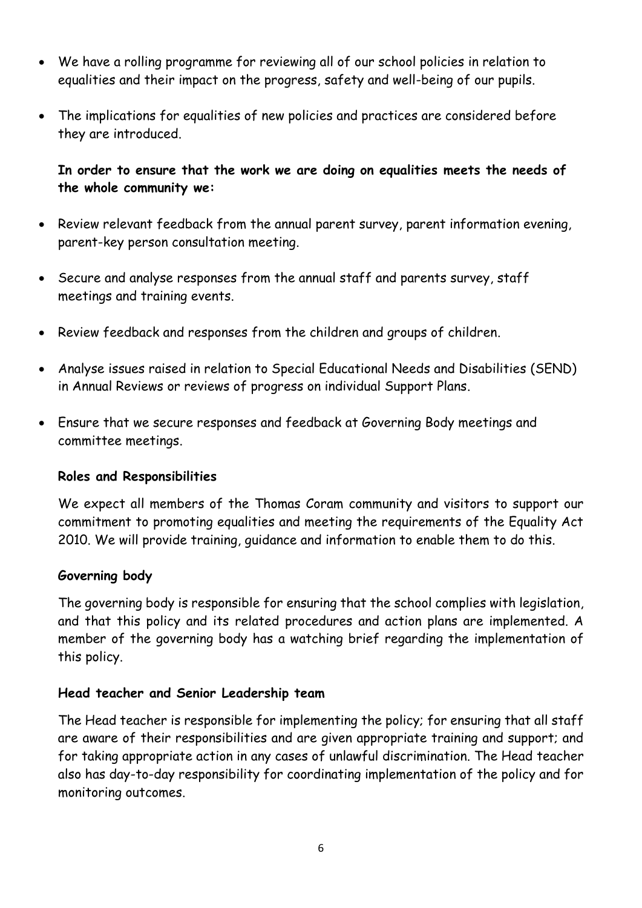- We have a rolling programme for reviewing all of our school policies in relation to equalities and their impact on the progress, safety and well-being of our pupils.
- The implications for equalities of new policies and practices are considered before they are introduced.

**In order to ensure that the work we are doing on equalities meets the needs of the whole community we:**

- Review relevant feedback from the annual parent survey, parent information evening, parent-key person consultation meeting.
- Secure and analyse responses from the annual staff and parents survey, staff meetings and training events.
- Review feedback and responses from the children and groups of children.
- Analyse issues raised in relation to Special Educational Needs and Disabilities (SEND) in Annual Reviews or reviews of progress on individual Support Plans.
- Ensure that we secure responses and feedback at Governing Body meetings and committee meetings.

**Roles and Responsibilities**

We expect all members of the Thomas Coram community and visitors to support our commitment to promoting equalities and meeting the requirements of the Equality Act 2010. We will provide training, guidance and information to enable them to do this.

**Governing body**

The governing body is responsible for ensuring that the school complies with legislation, and that this policy and its related procedures and action plans are implemented. A member of the governing body has a watching brief regarding the implementation of this policy.

**Head teacher and Senior Leadership team**

The Head teacher is responsible for implementing the policy; for ensuring that all staff are aware of their responsibilities and are given appropriate training and support; and for taking appropriate action in any cases of unlawful discrimination. The Head teacher also has day-to-day responsibility for coordinating implementation of the policy and for monitoring outcomes.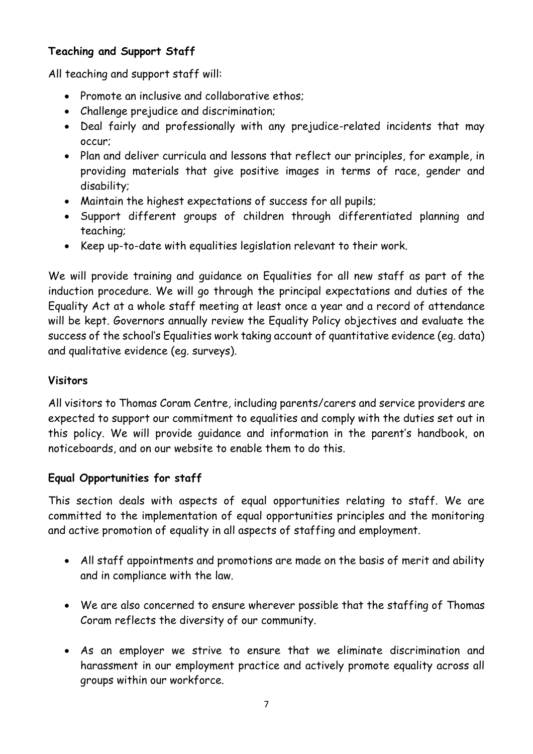**Teaching and Support Staff**

All teaching and support staff will:

- Promote an inclusive and collaborative ethos;
- Challenge prejudice and discrimination;
- Deal fairly and professionally with any prejudice-related incidents that may occur;
- Plan and deliver curricula and lessons that reflect our principles, for example, in providing materials that give positive images in terms of race, gender and disability;
- Maintain the highest expectations of success for all pupils;
- Support different groups of children through differentiated planning and teaching;
- Keep up-to-date with equalities legislation relevant to their work.

We will provide training and guidance on Equalities for all new staff as part of the induction procedure. We will go through the principal expectations and duties of the Equality Act at a whole staff meeting at least once a year and a record of attendance will be kept. Governors annually review the Equality Policy objectives and evaluate the success of the school's Equalities work taking account of quantitative evidence (eg. data) and qualitative evidence (eg. surveys).

**Visitors**

All visitors to Thomas Coram Centre, including parents/carers and service providers are expected to support our commitment to equalities and comply with the duties set out in this policy. We will provide guidance and information in the parent's handbook, on noticeboards, and on our website to enable them to do this.

**Equal Opportunities for staff**

This section deals with aspects of equal opportunities relating to staff. We are committed to the implementation of equal opportunities principles and the monitoring and active promotion of equality in all aspects of staffing and employment.

- All staff appointments and promotions are made on the basis of merit and ability and in compliance with the law.

- We are also concerned to ensure wherever possible that the staffing of Thomas Coram reflects the diversity of our community.

- As an employer we strive to ensure that we eliminate discrimination and harassment in our employment practice and actively promote equality across all groups within our workforce.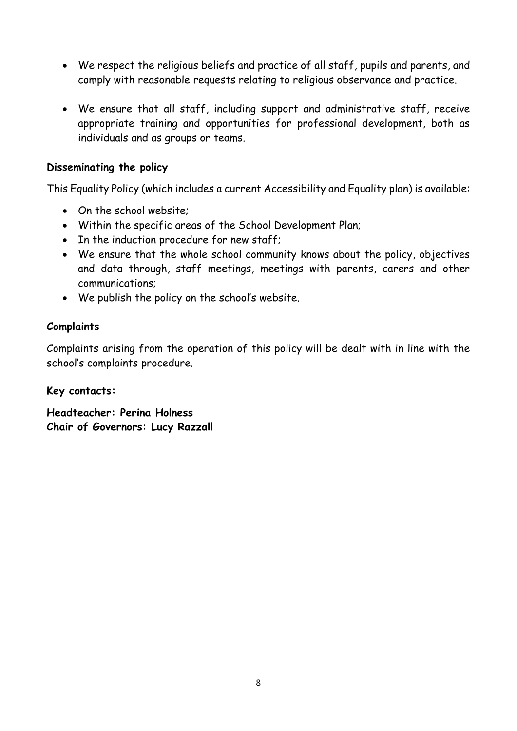- We respect the religious beliefs and practice of all staff, pupils and parents, and comply with reasonable requests relating to religious observance and practice.
- We ensure that all staff, including support and administrative staff, receive appropriate training and opportunities for professional development, both as individuals and as groups or teams.

**Disseminating the policy**

This Equality Policy (which includes a current Accessibility and Equality plan) is available:

- On the school website;
- Within the specific areas of the School Development Plan;
- In the induction procedure for new staff;
- We ensure that the whole school community knows about the policy, objectives and data through, staff meetings, meetings with parents, carers and other communications;
- We publish the policy on the school's website.

**Complaints**

Complaints arising from the operation of this policy will be dealt with in line with the school's complaints procedure.

**Key contacts:**

**Headteacher: Perina Holness**
**Chair of Governors: Lucy Razzall**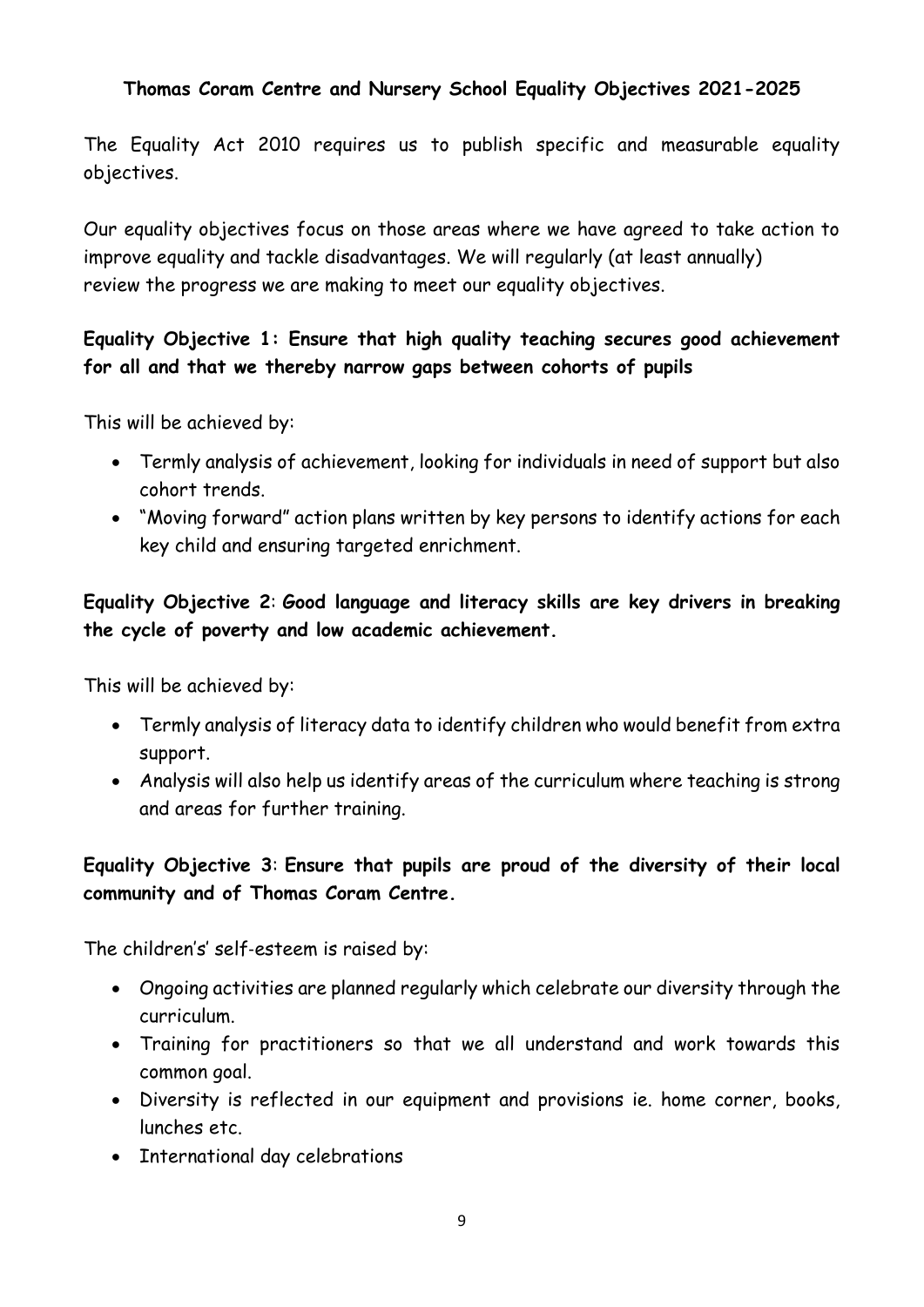**Thomas Coram Centre and Nursery School Equality Objectives 2021-2025**

The Equality Act 2010 requires us to publish specific and measurable equality objectives.

Our equality objectives focus on those areas where we have agreed to take action to improve equality and tackle disadvantages. We will regularly (at least annually) review the progress we are making to meet our equality objectives.

**Equality Objective 1: Ensure that high quality teaching secures good achievement for all and that we thereby narrow gaps between cohorts of pupils**

This will be achieved by:

- Termly analysis of achievement, looking for individuals in need of support but also cohort trends.
- "Moving forward" action plans written by key persons to identify actions for each key child and ensuring targeted enrichment.

**Equality Objective 2**: **Good language and literacy skills are key drivers in breaking the cycle of poverty and low academic achievement.**

This will be achieved by:

- Termly analysis of literacy data to identify children who would benefit from extra support.
- Analysis will also help us identify areas of the curriculum where teaching is strong and areas for further training.

**Equality Objective 3**: **Ensure that pupils are proud of the diversity of their local community and of Thomas Coram Centre.**

The children's' self-esteem is raised by:

- Ongoing activities are planned regularly which celebrate our diversity through the curriculum.
- Training for practitioners so that we all understand and work towards this common goal.
- Diversity is reflected in our equipment and provisions ie. home corner, books, lunches etc.
- International day celebrations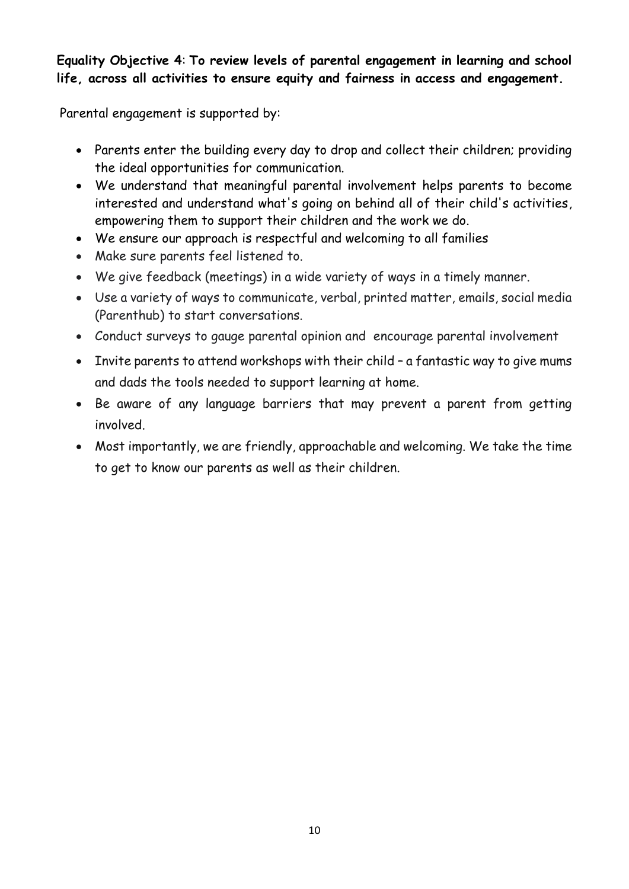**Equality Objective 4**: **To review levels of parental engagement in learning and school life, across all activities to ensure equity and fairness in access and engagement.**

Parental engagement is supported by:

- Parents enter the building every day to drop and collect their children; providing the ideal opportunities for communication.
- We understand that meaningful parental involvement helps parents to become interested and understand what's going on behind all of their child's activities, empowering them to support their children and the work we do.
- We ensure our approach is respectful and welcoming to all families
- Make sure parents feel listened to.
- We give feedback (meetings) in a wide variety of ways in a timely manner.
- Use a variety of ways to communicate, verbal, printed matter, emails, social media (Parenthub) to start conversations.
- Conduct surveys to gauge parental opinion and encourage parental involvement
- Invite parents to attend workshops with their child – a fantastic way to give mums and dads the tools needed to support learning at home.
- Be aware of any language barriers that may prevent a parent from getting involved.
- Most importantly, we are friendly, approachable and welcoming. We take the time to get to know our parents as well as their children.